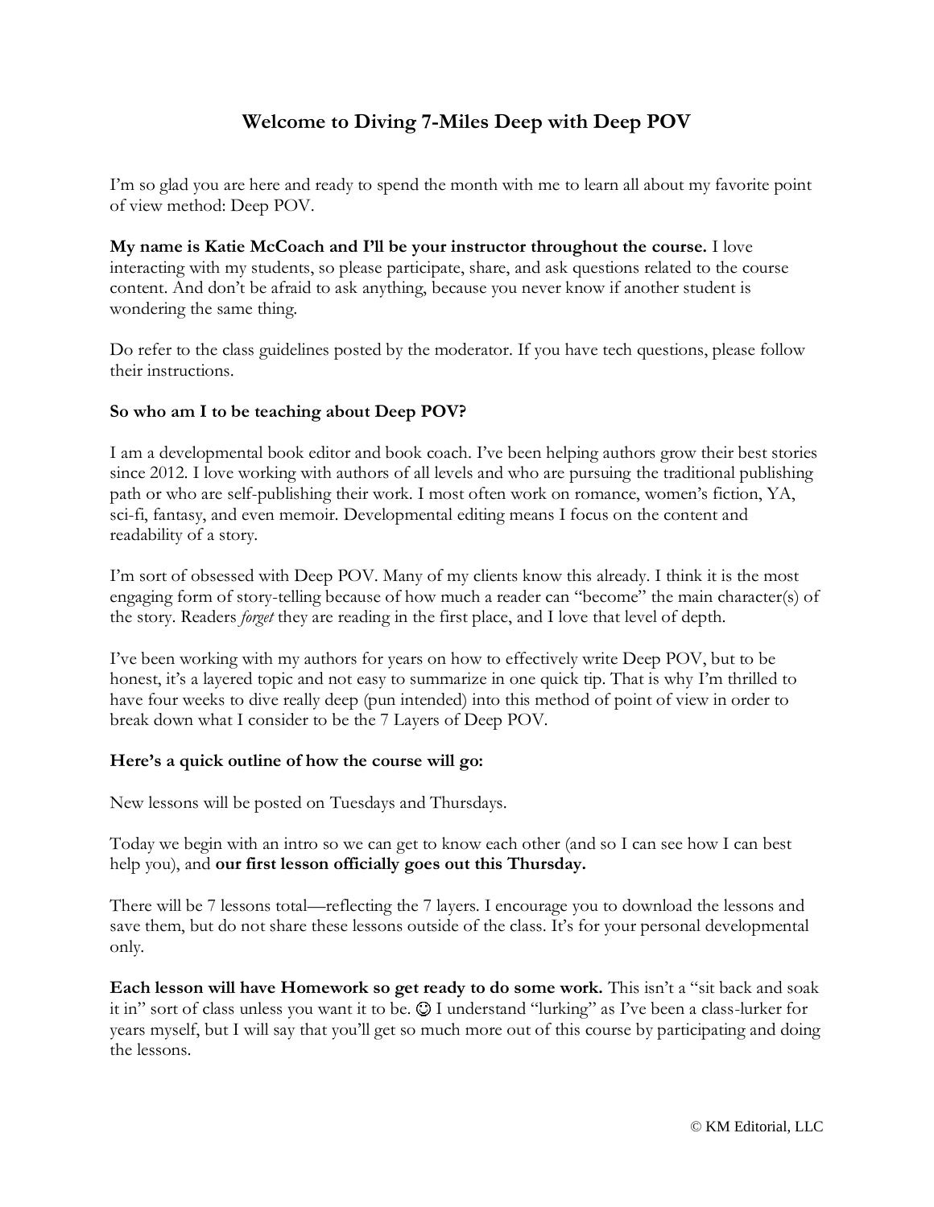# Welcome to Diving 7-Miles Deep with Deep POV

I'm so glad you are here and ready to spend the month with me to learn all about my favorite point of view method: Deep POV.

**My name is Katie McCoach and I'll be your instructor throughout the course.** I love interacting with my students, so please participate, share, and ask questions related to the course content. And don't be afraid to ask anything, because you never know if another student is wondering the same thing.

Do refer to the class guidelines posted by the moderator. If you have tech questions, please follow their instructions.

**So who am I to be teaching about Deep POV?**

I am a developmental book editor and book coach. I've been helping authors grow their best stories since 2012. I love working with authors of all levels and who are pursuing the traditional publishing path or who are self-publishing their work. I most often work on romance, women's fiction, YA, sci-fi, fantasy, and even memoir. Developmental editing means I focus on the content and readability of a story.

I'm sort of obsessed with Deep POV. Many of my clients know this already. I think it is the most engaging form of story-telling because of how much a reader can "become" the main character(s) of the story. Readers *forget* they are reading in the first place, and I love that level of depth.

I've been working with my authors for years on how to effectively write Deep POV, but to be honest, it's a layered topic and not easy to summarize in one quick tip. That is why I'm thrilled to have four weeks to dive really deep (pun intended) into this method of point of view in order to break down what I consider to be the 7 Layers of Deep POV.

**Here's a quick outline of how the course will go:**

New lessons will be posted on Tuesdays and Thursdays.

Today we begin with an intro so we can get to know each other (and so I can see how I can best help you), and **our first lesson officially goes out this Thursday.**

There will be 7 lessons total—reflecting the 7 layers. I encourage you to download the lessons and save them, but do not share these lessons outside of the class. It's for your personal developmental only.

**Each lesson will have Homework so get ready to do some work.** This isn't a "sit back and soak it in" sort of class unless you want it to be. ☺ I understand "lurking" as I've been a class-lurker for years myself, but I will say that you'll get so much more out of this course by participating and doing the lessons.

© KM Editorial, LLC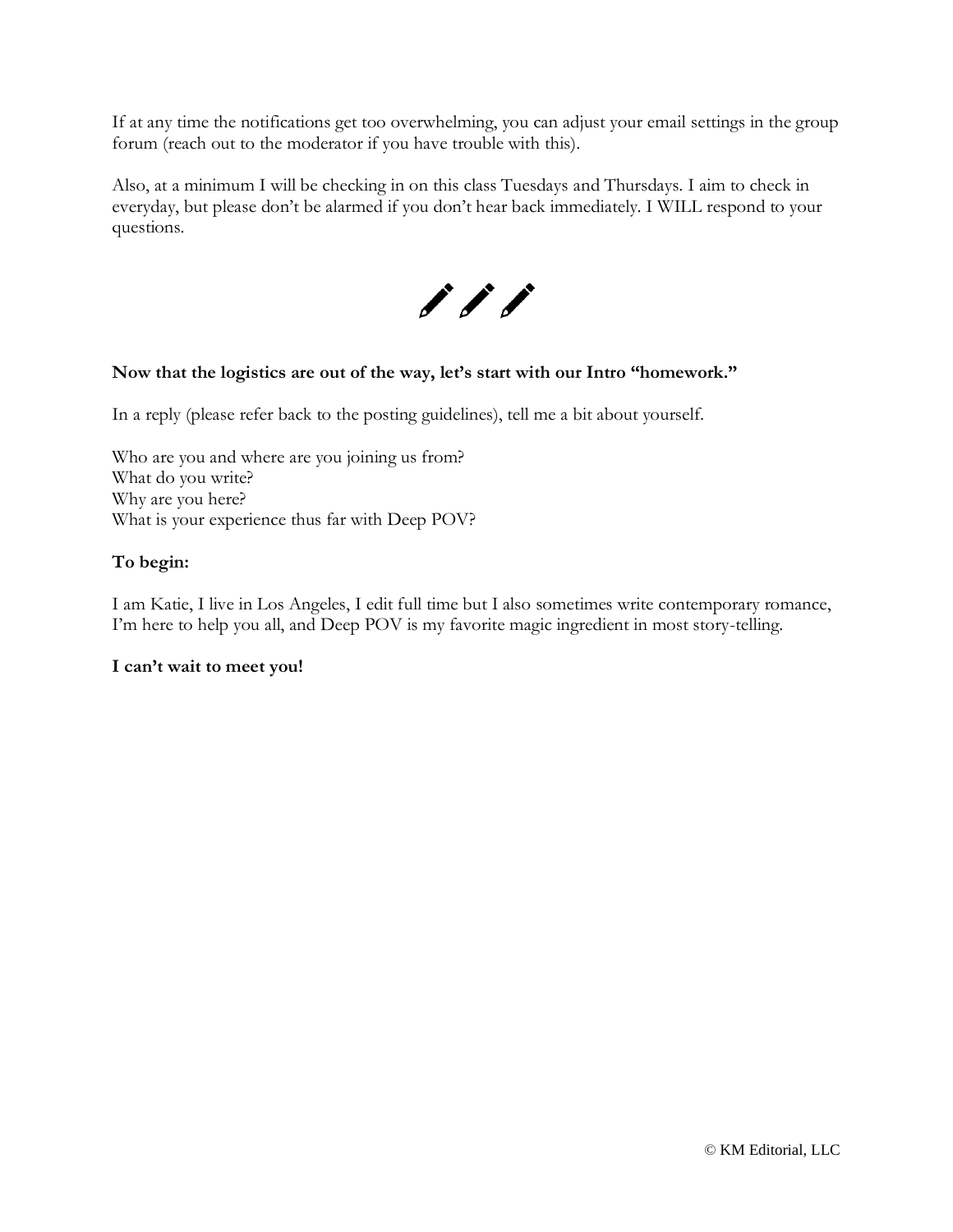If at any time the notifications get too overwhelming, you can adjust your email settings in the group forum (reach out to the moderator if you have trouble with this).

Also, at a minimum I will be checking in on this class Tuesdays and Thursdays. I aim to check in everyday, but please don't be alarmed if you don't hear back immediately. I WILL respond to your questions.

**Now that the logistics are out of the way, let's start with our Intro "homework."**

In a reply (please refer back to the posting guidelines), tell me a bit about yourself.

Who are you and where are you joining us from?
What do you write?
Why are you here?
What is your experience thus far with Deep POV?

**To begin:**

I am Katie, I live in Los Angeles, I edit full time but I also sometimes write contemporary romance, I'm here to help you all, and Deep POV is my favorite magic ingredient in most story-telling.

**I can't wait to meet you!**

© KM Editorial, LLC